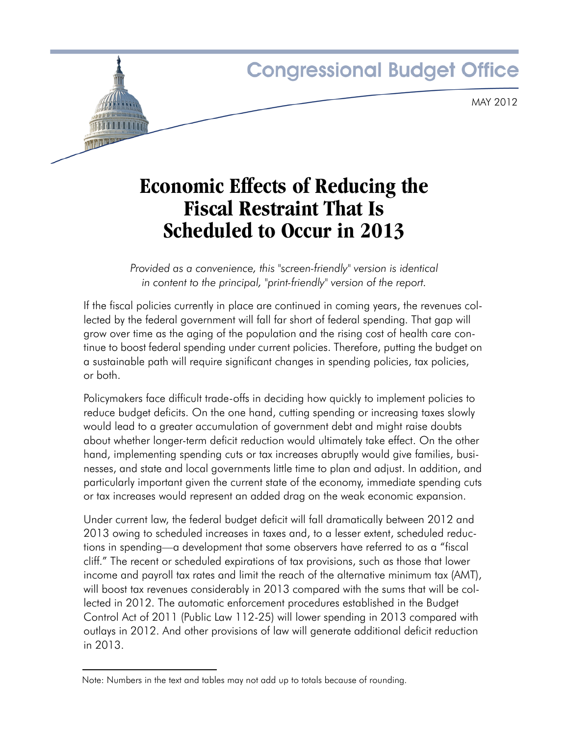Congressional Budget Office

MAY 2012

# Economic Effects of Reducing the Fiscal Restraint That Is Scheduled to Occur in 2013

*Provided as a convenience, this "screen-friendly" version is identical in content to the principal, "print-friendly" version of the report.*

If the fiscal policies currently in place are continued in coming years, the revenues collected by the federal government will fall far short of federal spending. That gap will grow over time as the aging of the population and the rising cost of health care continue to boost federal spending under current policies. Therefore, putting the budget on a sustainable path will require significant changes in spending policies, tax policies, or both.

Policymakers face difficult trade-offs in deciding how quickly to implement policies to reduce budget deficits. On the one hand, cutting spending or increasing taxes slowly would lead to a greater accumulation of government debt and might raise doubts about whether longer-term deficit reduction would ultimately take effect. On the other hand, implementing spending cuts or tax increases abruptly would give families, businesses, and state and local governments little time to plan and adjust. In addition, and particularly important given the current state of the economy, immediate spending cuts or tax increases would represent an added drag on the weak economic expansion.

Under current law, the federal budget deficit will fall dramatically between 2012 and 2013 owing to scheduled increases in taxes and, to a lesser extent, scheduled reductions in spending—a development that some observers have referred to as a "fiscal cliff." The recent or scheduled expirations of tax provisions, such as those that lower income and payroll tax rates and limit the reach of the alternative minimum tax (AMT), will boost tax revenues considerably in 2013 compared with the sums that will be collected in 2012. The automatic enforcement procedures established in the Budget Control Act of 2011 (Public Law 112-25) will lower spending in 2013 compared with outlays in 2012. And other provisions of law will generate additional deficit reduction in 2013.

Note: Numbers in the text and tables may not add up to totals because of rounding.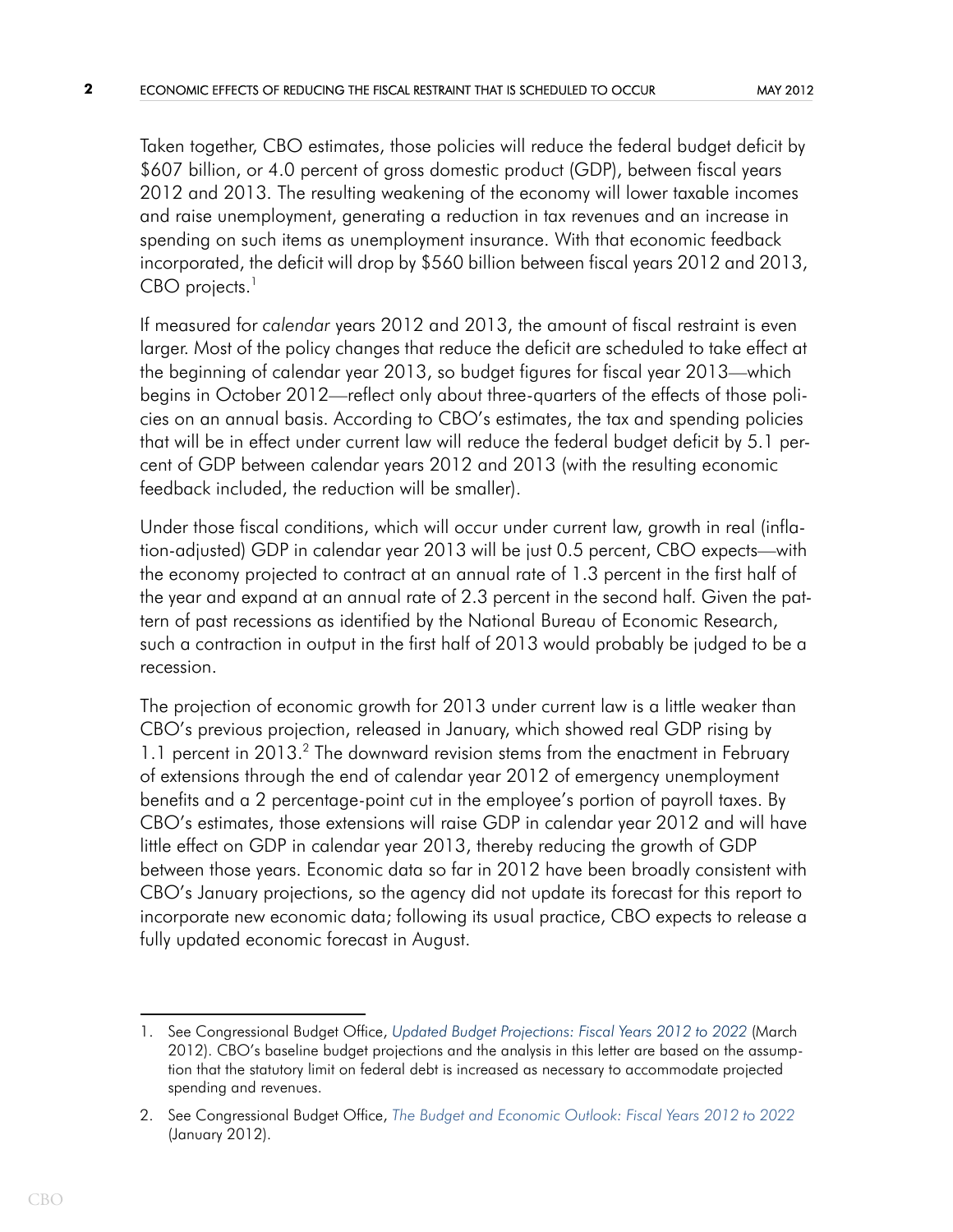Taken together, CBO estimates, those policies will reduce the federal budget deficit by $607 billion, or 4.0 percent of gross domestic product (GDP), between fiscal years 2012 and 2013. The resulting weakening of the economy will lower taxable incomes and raise unemployment, generating a reduction in tax revenues and an increase in spending on such items as unemployment insurance. With that economic feedback incorporated, the deficit will drop by $560 billion between fiscal years 2012 and 2013, CBO projects.[1]

If measured for *calendar* years 2012 and 2013, the amount of fiscal restraint is even larger. Most of the policy changes that reduce the deficit are scheduled to take effect at the beginning of calendar year 2013, so budget figures for fiscal year 2013—which begins in October 2012—reflect only about three-quarters of the effects of those policies on an annual basis. According to CBO's estimates, the tax and spending policies that will be in effect under current law will reduce the federal budget deficit by 5.1 percent of GDP between calendar years 2012 and 2013 (with the resulting economic feedback included, the reduction will be smaller).

Under those fiscal conditions, which will occur under current law, growth in real (inflation-adjusted) GDP in calendar year 2013 will be just 0.5 percent, CBO expects—with the economy projected to contract at an annual rate of 1.3 percent in the first half of the year and expand at an annual rate of 2.3 percent in the second half. Given the pattern of past recessions as identified by the National Bureau of Economic Research, such a contraction in output in the first half of 2013 would probably be judged to be a recession.

The projection of economic growth for 2013 under current law is a little weaker than CBO's previous projection, released in January, which showed real GDP rising by 1.1 percent in 2013.[2] The downward revision stems from the enactment in February of extensions through the end of calendar year 2012 of emergency unemployment benefits and a 2 percentage-point cut in the employee's portion of payroll taxes. By CBO's estimates, those extensions will raise GDP in calendar year 2012 and will have little effect on GDP in calendar year 2013, thereby reducing the growth of GDP between those years. Economic data so far in 2012 have been broadly consistent with CBO's January projections, so the agency did not update its forecast for this report to incorporate new economic data; following its usual practice, CBO expects to release a fully updated economic forecast in August.

---

1. See Congressional Budget Office, *Updated Budget Projections: Fiscal Years 2012 to 2022* (March 2012). CBO's baseline budget projections and the analysis in this letter are based on the assumption that the statutory limit on federal debt is increased as necessary to accommodate projected spending and revenues.

2. See Congressional Budget Office, *The Budget and Economic Outlook: Fiscal Years 2012 to 2022* (January 2012).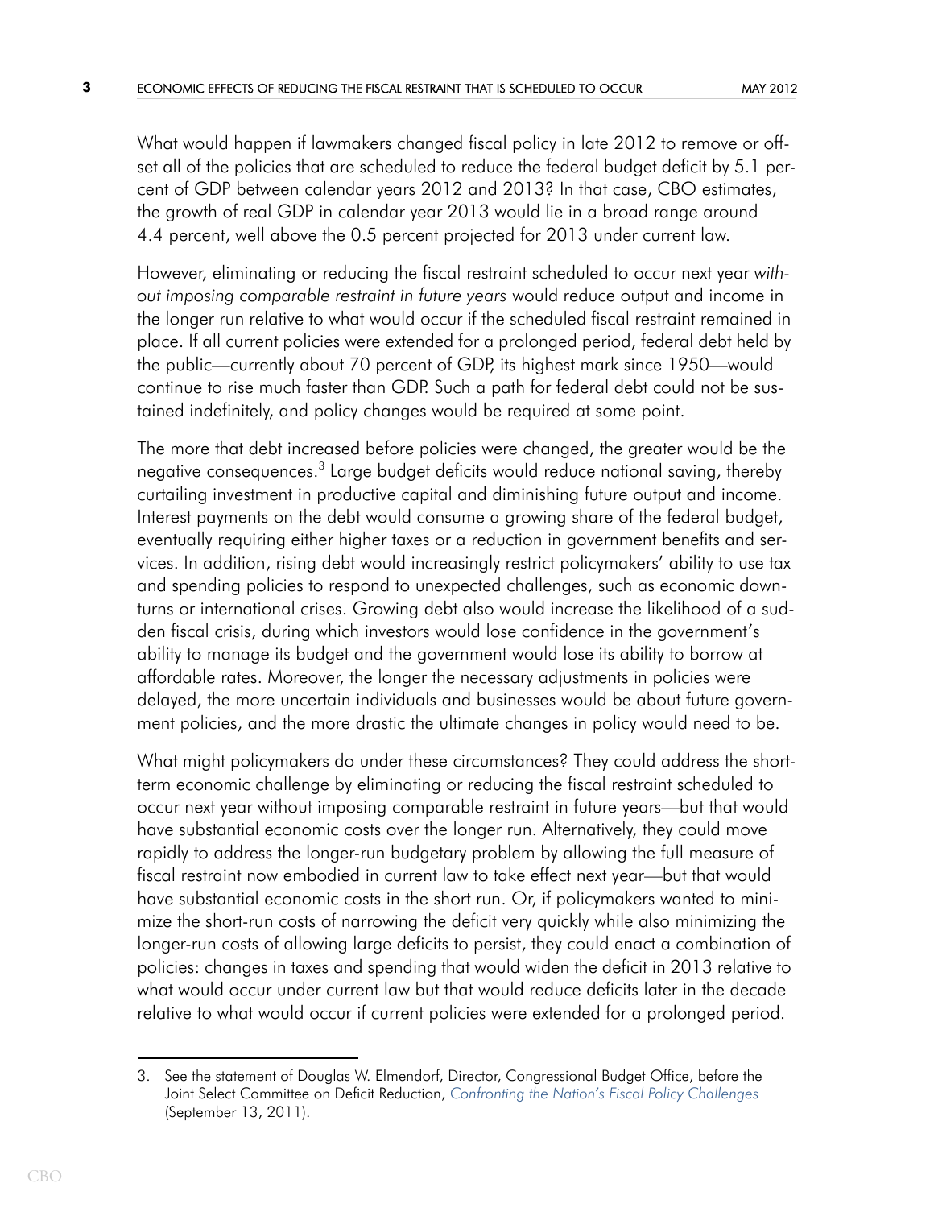What would happen if lawmakers changed fiscal policy in late 2012 to remove or offset all of the policies that are scheduled to reduce the federal budget deficit by 5.1 percent of GDP between calendar years 2012 and 2013? In that case, CBO estimates, the growth of real GDP in calendar year 2013 would lie in a broad range around 4.4 percent, well above the 0.5 percent projected for 2013 under current law.

However, eliminating or reducing the fiscal restraint scheduled to occur next year *without imposing comparable restraint in future years* would reduce output and income in the longer run relative to what would occur if the scheduled fiscal restraint remained in place. If all current policies were extended for a prolonged period, federal debt held by the public—currently about 70 percent of GDP, its highest mark since 1950—would continue to rise much faster than GDP. Such a path for federal debt could not be sustained indefinitely, and policy changes would be required at some point.

The more that debt increased before policies were changed, the greater would be the negative consequences.[3] Large budget deficits would reduce national saving, thereby curtailing investment in productive capital and diminishing future output and income. Interest payments on the debt would consume a growing share of the federal budget, eventually requiring either higher taxes or a reduction in government benefits and services. In addition, rising debt would increasingly restrict policymakers' ability to use tax and spending policies to respond to unexpected challenges, such as economic downturns or international crises. Growing debt also would increase the likelihood of a sudden fiscal crisis, during which investors would lose confidence in the government's ability to manage its budget and the government would lose its ability to borrow at affordable rates. Moreover, the longer the necessary adjustments in policies were delayed, the more uncertain individuals and businesses would be about future government policies, and the more drastic the ultimate changes in policy would need to be.

What might policymakers do under these circumstances? They could address the short-term economic challenge by eliminating or reducing the fiscal restraint scheduled to occur next year without imposing comparable restraint in future years—but that would have substantial economic costs over the longer run. Alternatively, they could move rapidly to address the longer-run budgetary problem by allowing the full measure of fiscal restraint now embodied in current law to take effect next year—but that would have substantial economic costs in the short run. Or, if policymakers wanted to minimize the short-run costs of narrowing the deficit very quickly while also minimizing the longer-run costs of allowing large deficits to persist, they could enact a combination of policies: changes in taxes and spending that would widen the deficit in 2013 relative to what would occur under current law but that would reduce deficits later in the decade relative to what would occur if current policies were extended for a prolonged period.

---

3. See the statement of Douglas W. Elmendorf, Director, Congressional Budget Office, before the Joint Select Committee on Deficit Reduction, *Confronting the Nation's Fiscal Policy Challenges* (September 13, 2011).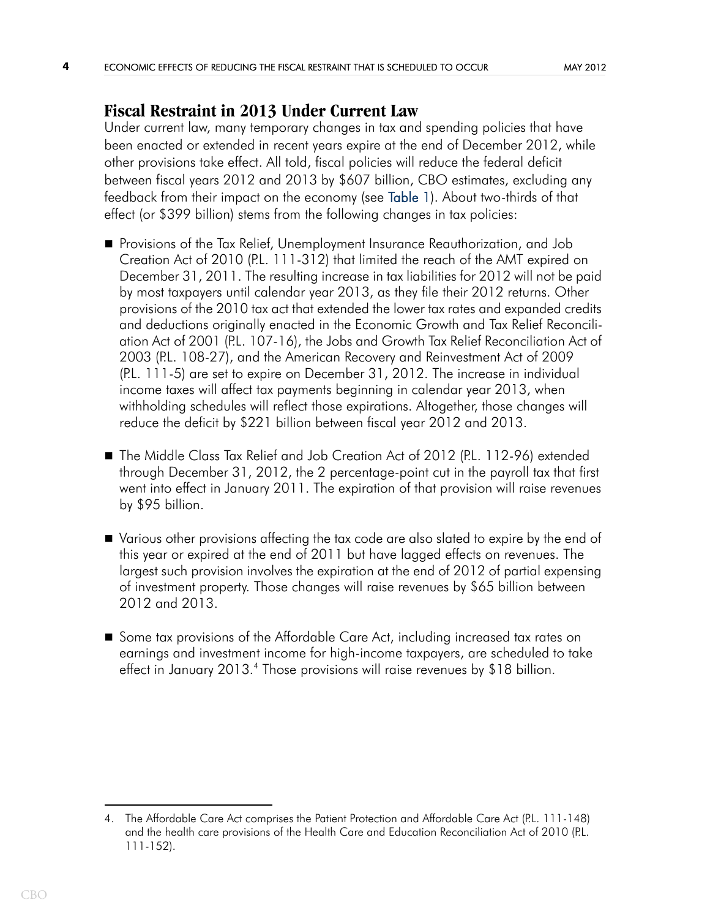## Fiscal Restraint in 2013 Under Current Law

Under current law, many temporary changes in tax and spending policies that have been enacted or extended in recent years expire at the end of December 2012, while other provisions take effect. All told, fiscal policies will reduce the federal deficit between fiscal years 2012 and 2013 by $607 billion, CBO estimates, excluding any feedback from their impact on the economy (see Table 1). About two-thirds of that effect (or $399 billion) stems from the following changes in tax policies:

- Provisions of the Tax Relief, Unemployment Insurance Reauthorization, and Job Creation Act of 2010 (P.L. 111-312) that limited the reach of the AMT expired on December 31, 2011. The resulting increase in tax liabilities for 2012 will not be paid by most taxpayers until calendar year 2013, as they file their 2012 returns. Other provisions of the 2010 tax act that extended the lower tax rates and expanded credits and deductions originally enacted in the Economic Growth and Tax Relief Reconciliation Act of 2001 (P.L. 107-16), the Jobs and Growth Tax Relief Reconciliation Act of 2003 (P.L. 108-27), and the American Recovery and Reinvestment Act of 2009 (P.L. 111-5) are set to expire on December 31, 2012. The increase in individual income taxes will affect tax payments beginning in calendar year 2013, when withholding schedules will reflect those expirations. Altogether, those changes will reduce the deficit by $221 billion between fiscal year 2012 and 2013.

- The Middle Class Tax Relief and Job Creation Act of 2012 (P.L. 112-96) extended through December 31, 2012, the 2 percentage-point cut in the payroll tax that first went into effect in January 2011. The expiration of that provision will raise revenues by $95 billion.

- Various other provisions affecting the tax code are also slated to expire by the end of this year or expired at the end of 2011 but have lagged effects on revenues. The largest such provision involves the expiration at the end of 2012 of partial expensing of investment property. Those changes will raise revenues by $65 billion between 2012 and 2013.

- Some tax provisions of the Affordable Care Act, including increased tax rates on earnings and investment income for high-income taxpayers, are scheduled to take effect in January 2013.[4] Those provisions will raise revenues by $18 billion.

---

4. The Affordable Care Act comprises the Patient Protection and Affordable Care Act (P.L. 111-148) and the health care provisions of the Health Care and Education Reconciliation Act of 2010 (P.L. 111-152).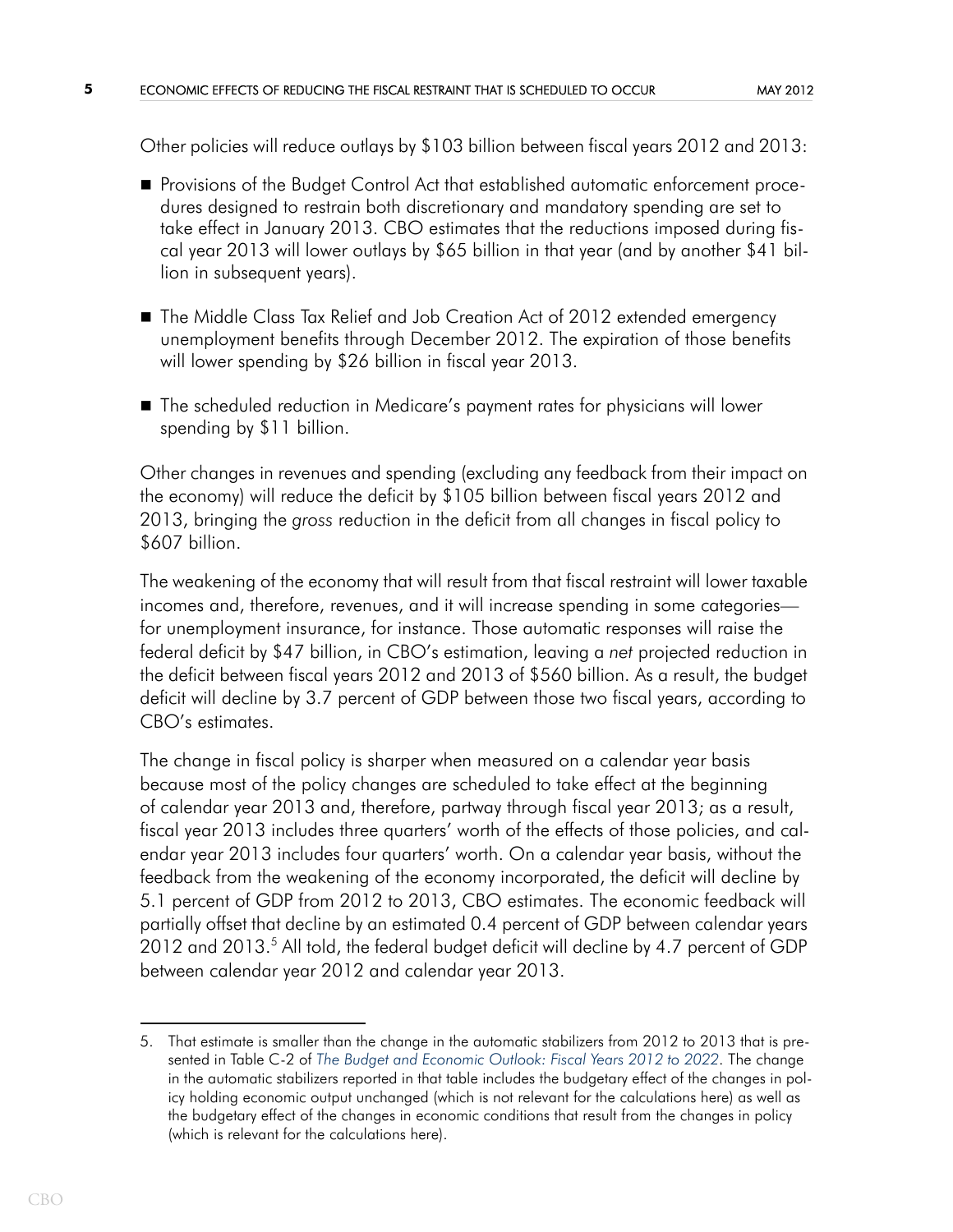Other policies will reduce outlays by $103 billion between fiscal years 2012 and 2013:

- Provisions of the Budget Control Act that established automatic enforcement procedures designed to restrain both discretionary and mandatory spending are set to take effect in January 2013. CBO estimates that the reductions imposed during fiscal year 2013 will lower outlays by $65 billion in that year (and by another $41 billion in subsequent years).
- The Middle Class Tax Relief and Job Creation Act of 2012 extended emergency unemployment benefits through December 2012. The expiration of those benefits will lower spending by $26 billion in fiscal year 2013.
- The scheduled reduction in Medicare's payment rates for physicians will lower spending by $11 billion.

Other changes in revenues and spending (excluding any feedback from their impact on the economy) will reduce the deficit by $105 billion between fiscal years 2012 and 2013, bringing the *gross* reduction in the deficit from all changes in fiscal policy to $607 billion.

The weakening of the economy that will result from that fiscal restraint will lower taxable incomes and, therefore, revenues, and it will increase spending in some categories—for unemployment insurance, for instance. Those automatic responses will raise the federal deficit by $47 billion, in CBO's estimation, leaving a *net* projected reduction in the deficit between fiscal years 2012 and 2013 of $560 billion. As a result, the budget deficit will decline by 3.7 percent of GDP between those two fiscal years, according to CBO's estimates.

The change in fiscal policy is sharper when measured on a calendar year basis because most of the policy changes are scheduled to take effect at the beginning of calendar year 2013 and, therefore, partway through fiscal year 2013; as a result, fiscal year 2013 includes three quarters' worth of the effects of those policies, and calendar year 2013 includes four quarters' worth. On a calendar year basis, without the feedback from the weakening of the economy incorporated, the deficit will decline by 5.1 percent of GDP from 2012 to 2013, CBO estimates. The economic feedback will partially offset that decline by an estimated 0.4 percent of GDP between calendar years 2012 and 2013.[5] All told, the federal budget deficit will decline by 4.7 percent of GDP between calendar year 2012 and calendar year 2013.

---

5. That estimate is smaller than the change in the automatic stabilizers from 2012 to 2013 that is presented in Table C-2 of *The Budget and Economic Outlook: Fiscal Years 2012 to 2022*. The change in the automatic stabilizers reported in that table includes the budgetary effect of the changes in policy holding economic output unchanged (which is not relevant for the calculations here) as well as the budgetary effect of the changes in economic conditions that result from the changes in policy (which is relevant for the calculations here).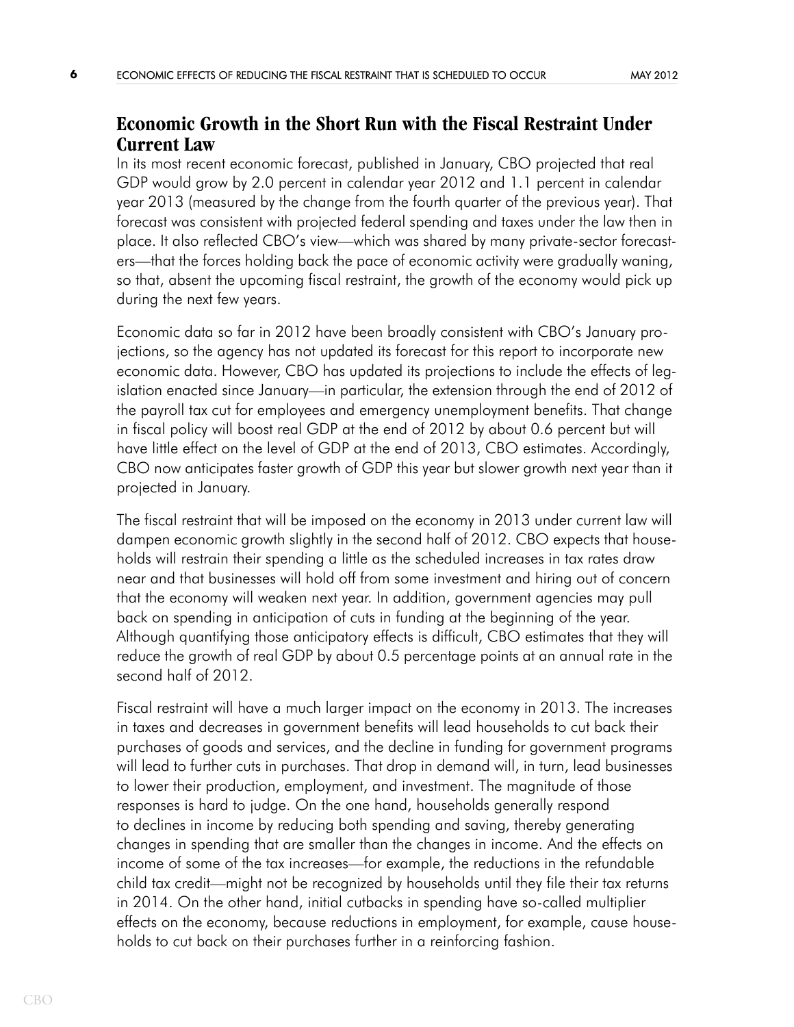## Economic Growth in the Short Run with the Fiscal Restraint Under Current Law

In its most recent economic forecast, published in January, CBO projected that real GDP would grow by 2.0 percent in calendar year 2012 and 1.1 percent in calendar year 2013 (measured by the change from the fourth quarter of the previous year). That forecast was consistent with projected federal spending and taxes under the law then in place. It also reflected CBO's view—which was shared by many private-sector forecasters—that the forces holding back the pace of economic activity were gradually waning, so that, absent the upcoming fiscal restraint, the growth of the economy would pick up during the next few years.

Economic data so far in 2012 have been broadly consistent with CBO's January projections, so the agency has not updated its forecast for this report to incorporate new economic data. However, CBO has updated its projections to include the effects of legislation enacted since January—in particular, the extension through the end of 2012 of the payroll tax cut for employees and emergency unemployment benefits. That change in fiscal policy will boost real GDP at the end of 2012 by about 0.6 percent but will have little effect on the level of GDP at the end of 2013, CBO estimates. Accordingly, CBO now anticipates faster growth of GDP this year but slower growth next year than it projected in January.

The fiscal restraint that will be imposed on the economy in 2013 under current law will dampen economic growth slightly in the second half of 2012. CBO expects that households will restrain their spending a little as the scheduled increases in tax rates draw near and that businesses will hold off from some investment and hiring out of concern that the economy will weaken next year. In addition, government agencies may pull back on spending in anticipation of cuts in funding at the beginning of the year. Although quantifying those anticipatory effects is difficult, CBO estimates that they will reduce the growth of real GDP by about 0.5 percentage points at an annual rate in the second half of 2012.

Fiscal restraint will have a much larger impact on the economy in 2013. The increases in taxes and decreases in government benefits will lead households to cut back their purchases of goods and services, and the decline in funding for government programs will lead to further cuts in purchases. That drop in demand will, in turn, lead businesses to lower their production, employment, and investment. The magnitude of those responses is hard to judge. On the one hand, households generally respond to declines in income by reducing both spending and saving, thereby generating changes in spending that are smaller than the changes in income. And the effects on income of some of the tax increases—for example, the reductions in the refundable child tax credit—might not be recognized by households until they file their tax returns in 2014. On the other hand, initial cutbacks in spending have so-called multiplier effects on the economy, because reductions in employment, for example, cause households to cut back on their purchases further in a reinforcing fashion.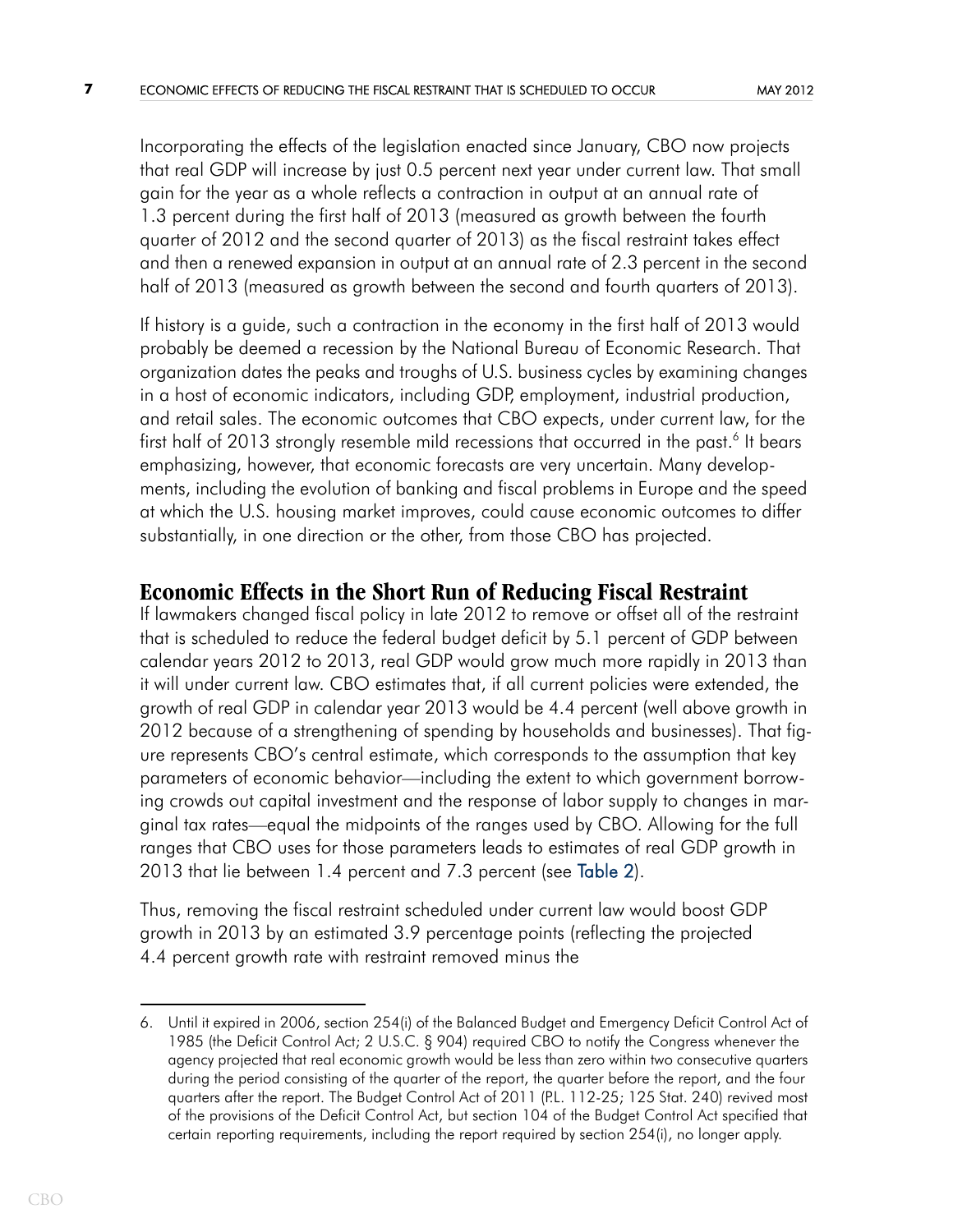Incorporating the effects of the legislation enacted since January, CBO now projects that real GDP will increase by just 0.5 percent next year under current law. That small gain for the year as a whole reflects a contraction in output at an annual rate of 1.3 percent during the first half of 2013 (measured as growth between the fourth quarter of 2012 and the second quarter of 2013) as the fiscal restraint takes effect and then a renewed expansion in output at an annual rate of 2.3 percent in the second half of 2013 (measured as growth between the second and fourth quarters of 2013).

If history is a guide, such a contraction in the economy in the first half of 2013 would probably be deemed a recession by the National Bureau of Economic Research. That organization dates the peaks and troughs of U.S. business cycles by examining changes in a host of economic indicators, including GDP, employment, industrial production, and retail sales. The economic outcomes that CBO expects, under current law, for the first half of 2013 strongly resemble mild recessions that occurred in the past.[6] It bears emphasizing, however, that economic forecasts are very uncertain. Many developments, including the evolution of banking and fiscal problems in Europe and the speed at which the U.S. housing market improves, could cause economic outcomes to differ substantially, in one direction or the other, from those CBO has projected.

## Economic Effects in the Short Run of Reducing Fiscal Restraint

If lawmakers changed fiscal policy in late 2012 to remove or offset all of the restraint that is scheduled to reduce the federal budget deficit by 5.1 percent of GDP between calendar years 2012 to 2013, real GDP would grow much more rapidly in 2013 than it will under current law. CBO estimates that, if all current policies were extended, the growth of real GDP in calendar year 2013 would be 4.4 percent (well above growth in 2012 because of a strengthening of spending by households and businesses). That figure represents CBO's central estimate, which corresponds to the assumption that key parameters of economic behavior—including the extent to which government borrowing crowds out capital investment and the response of labor supply to changes in marginal tax rates—equal the midpoints of the ranges used by CBO. Allowing for the full ranges that CBO uses for those parameters leads to estimates of real GDP growth in 2013 that lie between 1.4 percent and 7.3 percent (see Table 2).

Thus, removing the fiscal restraint scheduled under current law would boost GDP growth in 2013 by an estimated 3.9 percentage points (reflecting the projected 4.4 percent growth rate with restraint removed minus the

---

6. Until it expired in 2006, section 254(i) of the Balanced Budget and Emergency Deficit Control Act of 1985 (the Deficit Control Act; 2 U.S.C. § 904) required CBO to notify the Congress whenever the agency projected that real economic growth would be less than zero within two consecutive quarters during the period consisting of the quarter of the report, the quarter before the report, and the four quarters after the report. The Budget Control Act of 2011 (P.L. 112-25; 125 Stat. 240) revived most of the provisions of the Deficit Control Act, but section 104 of the Budget Control Act specified that certain reporting requirements, including the report required by section 254(i), no longer apply.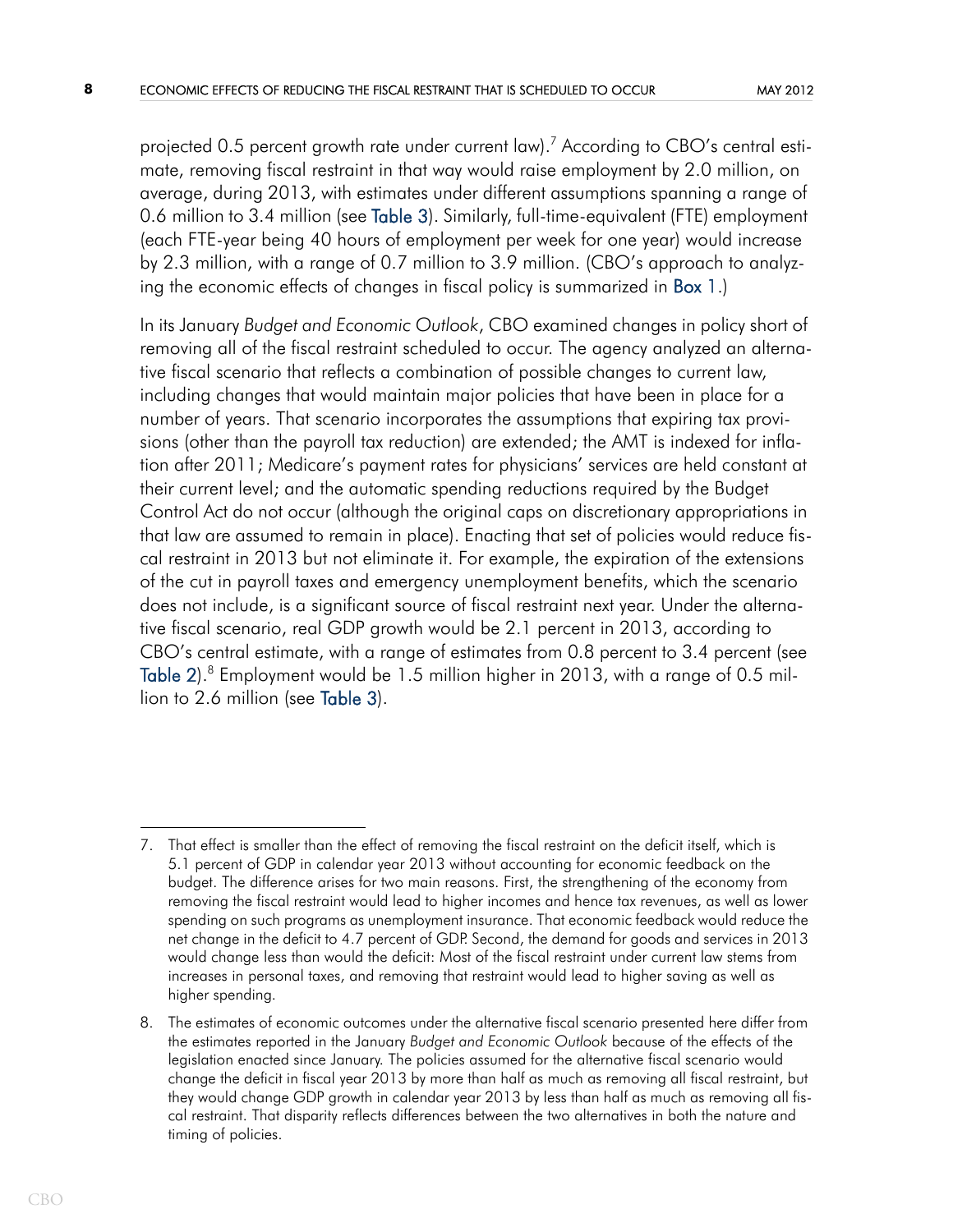projected 0.5 percent growth rate under current law).[7] According to CBO's central estimate, removing fiscal restraint in that way would raise employment by 2.0 million, on average, during 2013, with estimates under different assumptions spanning a range of 0.6 million to 3.4 million (see Table 3). Similarly, full-time-equivalent (FTE) employment (each FTE-year being 40 hours of employment per week for one year) would increase by 2.3 million, with a range of 0.7 million to 3.9 million. (CBO's approach to analyzing the economic effects of changes in fiscal policy is summarized in Box 1.)

In its January *Budget and Economic Outlook*, CBO examined changes in policy short of removing all of the fiscal restraint scheduled to occur. The agency analyzed an alternative fiscal scenario that reflects a combination of possible changes to current law, including changes that would maintain major policies that have been in place for a number of years. That scenario incorporates the assumptions that expiring tax provisions (other than the payroll tax reduction) are extended; the AMT is indexed for inflation after 2011; Medicare's payment rates for physicians' services are held constant at their current level; and the automatic spending reductions required by the Budget Control Act do not occur (although the original caps on discretionary appropriations in that law are assumed to remain in place). Enacting that set of policies would reduce fiscal restraint in 2013 but not eliminate it. For example, the expiration of the extensions of the cut in payroll taxes and emergency unemployment benefits, which the scenario does not include, is a significant source of fiscal restraint next year. Under the alternative fiscal scenario, real GDP growth would be 2.1 percent in 2013, according to CBO's central estimate, with a range of estimates from 0.8 percent to 3.4 percent (see Table 2).[8] Employment would be 1.5 million higher in 2013, with a range of 0.5 million to 2.6 million (see Table 3).

---

7. That effect is smaller than the effect of removing the fiscal restraint on the deficit itself, which is 5.1 percent of GDP in calendar year 2013 without accounting for economic feedback on the budget. The difference arises for two main reasons. First, the strengthening of the economy from removing the fiscal restraint would lead to higher incomes and hence tax revenues, as well as lower spending on such programs as unemployment insurance. That economic feedback would reduce the net change in the deficit to 4.7 percent of GDP. Second, the demand for goods and services in 2013 would change less than would the deficit: Most of the fiscal restraint under current law stems from increases in personal taxes, and removing that restraint would lead to higher saving as well as higher spending.

8. The estimates of economic outcomes under the alternative fiscal scenario presented here differ from the estimates reported in the January *Budget and Economic Outlook* because of the effects of the legislation enacted since January. The policies assumed for the alternative fiscal scenario would change the deficit in fiscal year 2013 by more than half as much as removing all fiscal restraint, but they would change GDP growth in calendar year 2013 by less than half as much as removing all fiscal restraint. That disparity reflects differences between the two alternatives in both the nature and timing of policies.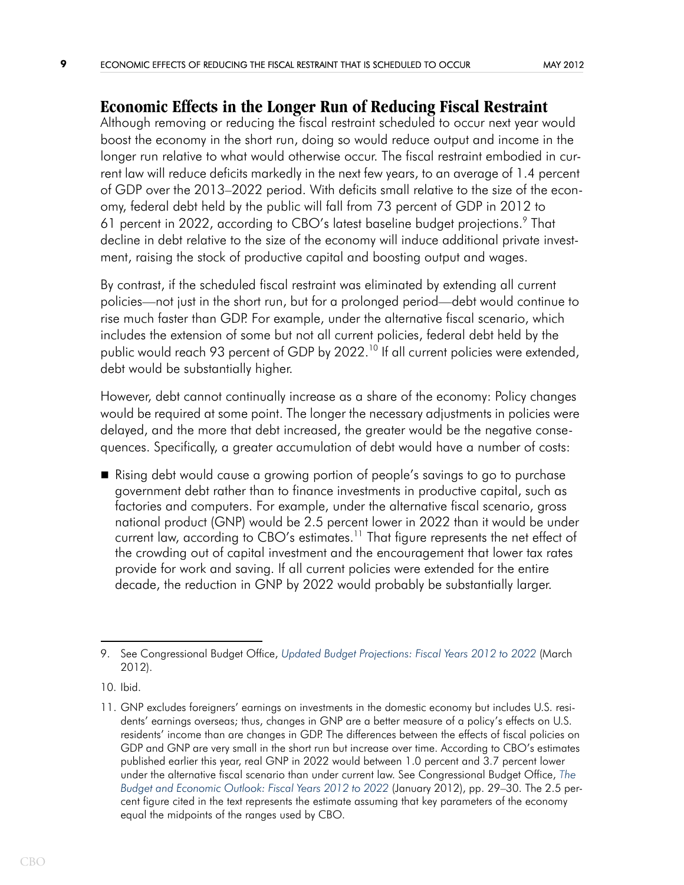## Economic Effects in the Longer Run of Reducing Fiscal Restraint

Although removing or reducing the fiscal restraint scheduled to occur next year would boost the economy in the short run, doing so would reduce output and income in the longer run relative to what would otherwise occur. The fiscal restraint embodied in current law will reduce deficits markedly in the next few years, to an average of 1.4 percent of GDP over the 2013–2022 period. With deficits small relative to the size of the economy, federal debt held by the public will fall from 73 percent of GDP in 2012 to 61 percent in 2022, according to CBO's latest baseline budget projections.[9] That decline in debt relative to the size of the economy will induce additional private investment, raising the stock of productive capital and boosting output and wages.

By contrast, if the scheduled fiscal restraint was eliminated by extending all current policies—not just in the short run, but for a prolonged period—debt would continue to rise much faster than GDP. For example, under the alternative fiscal scenario, which includes the extension of some but not all current policies, federal debt held by the public would reach 93 percent of GDP by 2022.[10] If all current policies were extended, debt would be substantially higher.

However, debt cannot continually increase as a share of the economy: Policy changes would be required at some point. The longer the necessary adjustments in policies were delayed, and the more that debt increased, the greater would be the negative consequences. Specifically, a greater accumulation of debt would have a number of costs:

- Rising debt would cause a growing portion of people's savings to go to purchase government debt rather than to finance investments in productive capital, such as factories and computers. For example, under the alternative fiscal scenario, gross national product (GNP) would be 2.5 percent lower in 2022 than it would be under current law, according to CBO's estimates.[11] That figure represents the net effect of the crowding out of capital investment and the encouragement that lower tax rates provide for work and saving. If all current policies were extended for the entire decade, the reduction in GNP by 2022 would probably be substantially larger.

---

9. See Congressional Budget Office, *Updated Budget Projections: Fiscal Years 2012 to 2022* (March 2012).

10. Ibid.

11. GNP excludes foreigners' earnings on investments in the domestic economy but includes U.S. residents' earnings overseas; thus, changes in GNP are a better measure of a policy's effects on U.S. residents' income than are changes in GDP. The differences between the effects of fiscal policies on GDP and GNP are very small in the short run but increase over time. According to CBO's estimates published earlier this year, real GNP in 2022 would between 1.0 percent and 3.7 percent lower under the alternative fiscal scenario than under current law. See Congressional Budget Office, *The Budget and Economic Outlook: Fiscal Years 2012 to 2022* (January 2012), pp. 29–30. The 2.5 percent figure cited in the text represents the estimate assuming that key parameters of the economy equal the midpoints of the ranges used by CBO.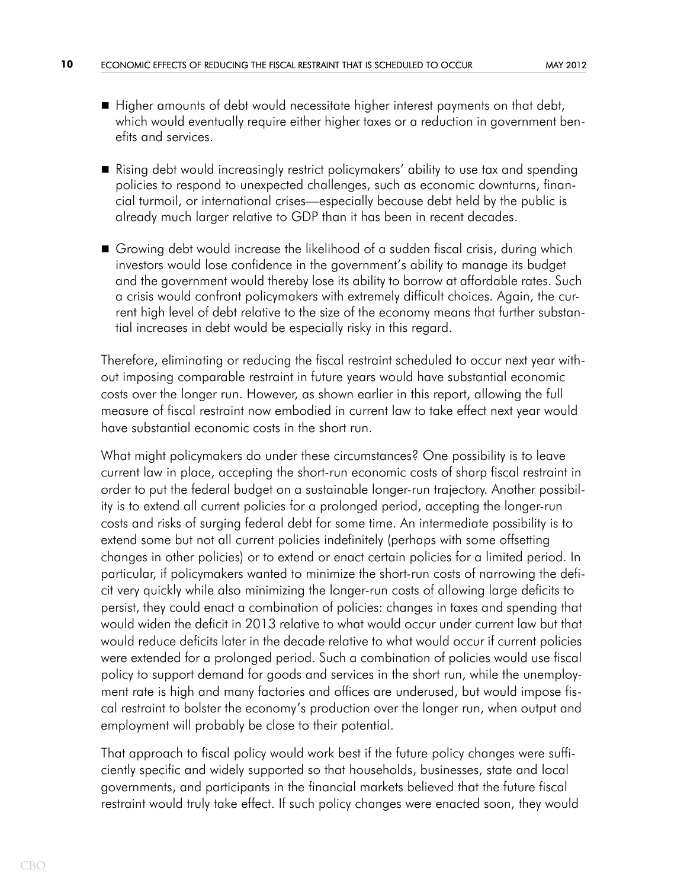- Higher amounts of debt would necessitate higher interest payments on that debt, which would eventually require either higher taxes or a reduction in government benefits and services.

- Rising debt would increasingly restrict policymakers' ability to use tax and spending policies to respond to unexpected challenges, such as economic downturns, financial turmoil, or international crises—especially because debt held by the public is already much larger relative to GDP than it has been in recent decades.

- Growing debt would increase the likelihood of a sudden fiscal crisis, during which investors would lose confidence in the government's ability to manage its budget and the government would thereby lose its ability to borrow at affordable rates. Such a crisis would confront policymakers with extremely difficult choices. Again, the current high level of debt relative to the size of the economy means that further substantial increases in debt would be especially risky in this regard.

Therefore, eliminating or reducing the fiscal restraint scheduled to occur next year without imposing comparable restraint in future years would have substantial economic costs over the longer run. However, as shown earlier in this report, allowing the full measure of fiscal restraint now embodied in current law to take effect next year would have substantial economic costs in the short run.

What might policymakers do under these circumstances? One possibility is to leave current law in place, accepting the short-run economic costs of sharp fiscal restraint in order to put the federal budget on a sustainable longer-run trajectory. Another possibility is to extend all current policies for a prolonged period, accepting the longer-run costs and risks of surging federal debt for some time. An intermediate possibility is to extend some but not all current policies indefinitely (perhaps with some offsetting changes in other policies) or to extend or enact certain policies for a limited period. In particular, if policymakers wanted to minimize the short-run costs of narrowing the deficit very quickly while also minimizing the longer-run costs of allowing large deficits to persist, they could enact a combination of policies: changes in taxes and spending that would widen the deficit in 2013 relative to what would occur under current law but that would reduce deficits later in the decade relative to what would occur if current policies were extended for a prolonged period. Such a combination of policies would use fiscal policy to support demand for goods and services in the short run, while the unemployment rate is high and many factories and offices are underused, but would impose fiscal restraint to bolster the economy's production over the longer run, when output and employment will probably be close to their potential.

That approach to fiscal policy would work best if the future policy changes were sufficiently specific and widely supported so that households, businesses, state and local governments, and participants in the financial markets believed that the future fiscal restraint would truly take effect. If such policy changes were enacted soon, they would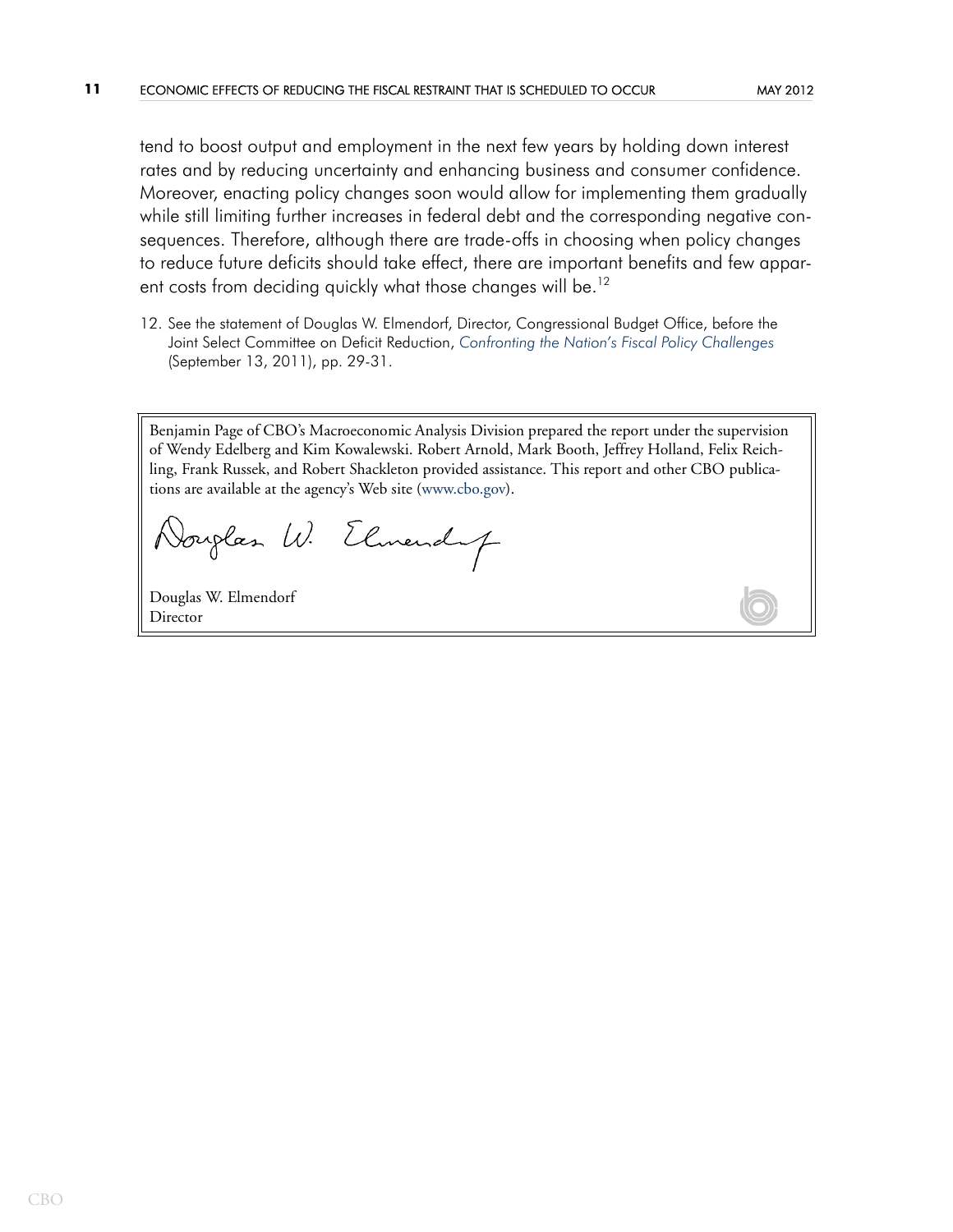tend to boost output and employment in the next few years by holding down interest rates and by reducing uncertainty and enhancing business and consumer confidence. Moreover, enacting policy changes soon would allow for implementing them gradually while still limiting further increases in federal debt and the corresponding negative consequences. Therefore, although there are trade-offs in choosing when policy changes to reduce future deficits should take effect, there are important benefits and few apparent costs from deciding quickly what those changes will be.[12]

12. See the statement of Douglas W. Elmendorf, Director, Congressional Budget Office, before the Joint Select Committee on Deficit Reduction, *Confronting the Nation's Fiscal Policy Challenges* (September 13, 2011), pp. 29-31.

Benjamin Page of CBO's Macroeconomic Analysis Division prepared the report under the supervision of Wendy Edelberg and Kim Kowalewski. Robert Arnold, Mark Booth, Jeffrey Holland, Felix Reichling, Frank Russek, and Robert Shackleton provided assistance. This report and other CBO publications are available at the agency's Web site (www.cbo.gov).

Douglas W. Elmendorf
Director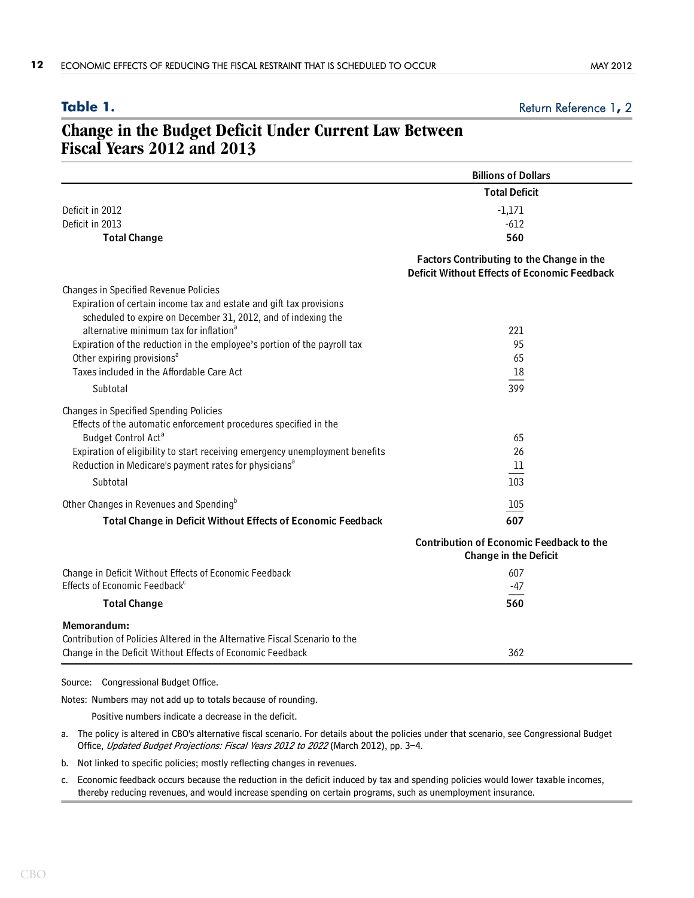**Table 1.**

Return Reference 1, 2

## Change in the Budget Deficit Under Current Law Between Fiscal Years 2012 and 2013

| | Billions of Dollars |
|---|---|
| | **Total Deficit** |
| Deficit in 2012 | -1,171 |
| Deficit in 2013 | -612 |
| **Total Change** | **560** |
| | **Factors Contributing to the Change in the Deficit Without Effects of Economic Feedback** |
| Changes in Specified Revenue Policies | |
| Expiration of certain income tax and estate and gift tax provisions scheduled to expire on December 31, 2012, and of indexing the alternative minimum tax for inflation[a] | 221 |
| Expiration of the reduction in the employee's portion of the payroll tax | 95 |
| Other expiring provisions[a] | 65 |
| Taxes included in the Affordable Care Act | 18 |
| Subtotal | 399 |
| Changes in Specified Spending Policies | |
| Effects of the automatic enforcement procedures specified in the Budget Control Act[a] | 65 |
| Expiration of eligibility to start receiving emergency unemployment benefits | 26 |
| Reduction in Medicare's payment rates for physicians[a] | 11 |
| Subtotal | 103 |
| Other Changes in Revenues and Spending[b] | 105 |
| **Total Change in Deficit Without Effects of Economic Feedback** | **607** |
| | **Contribution of Economic Feedback to the Change in the Deficit** |
| Change in Deficit Without Effects of Economic Feedback | 607 |
| Effects of Economic Feedback[c] | -47 |
| **Total Change** | **560** |
| **Memorandum:** | |
| Contribution of Policies Altered in the Alternative Fiscal Scenario to the Change in the Deficit Without Effects of Economic Feedback | 362 |

Source: Congressional Budget Office.

Notes: Numbers may not add up to totals because of rounding.

Positive numbers indicate a decrease in the deficit.

a. The policy is altered in CBO's alternative fiscal scenario. For details about the policies under that scenario, see Congressional Budget Office, *Updated Budget Projections: Fiscal Years 2012 to 2022* (March 2012), pp. 3–4.

b. Not linked to specific policies; mostly reflecting changes in revenues.

c. Economic feedback occurs because the reduction in the deficit induced by tax and spending policies would lower taxable incomes, thereby reducing revenues, and would increase spending on certain programs, such as unemployment insurance.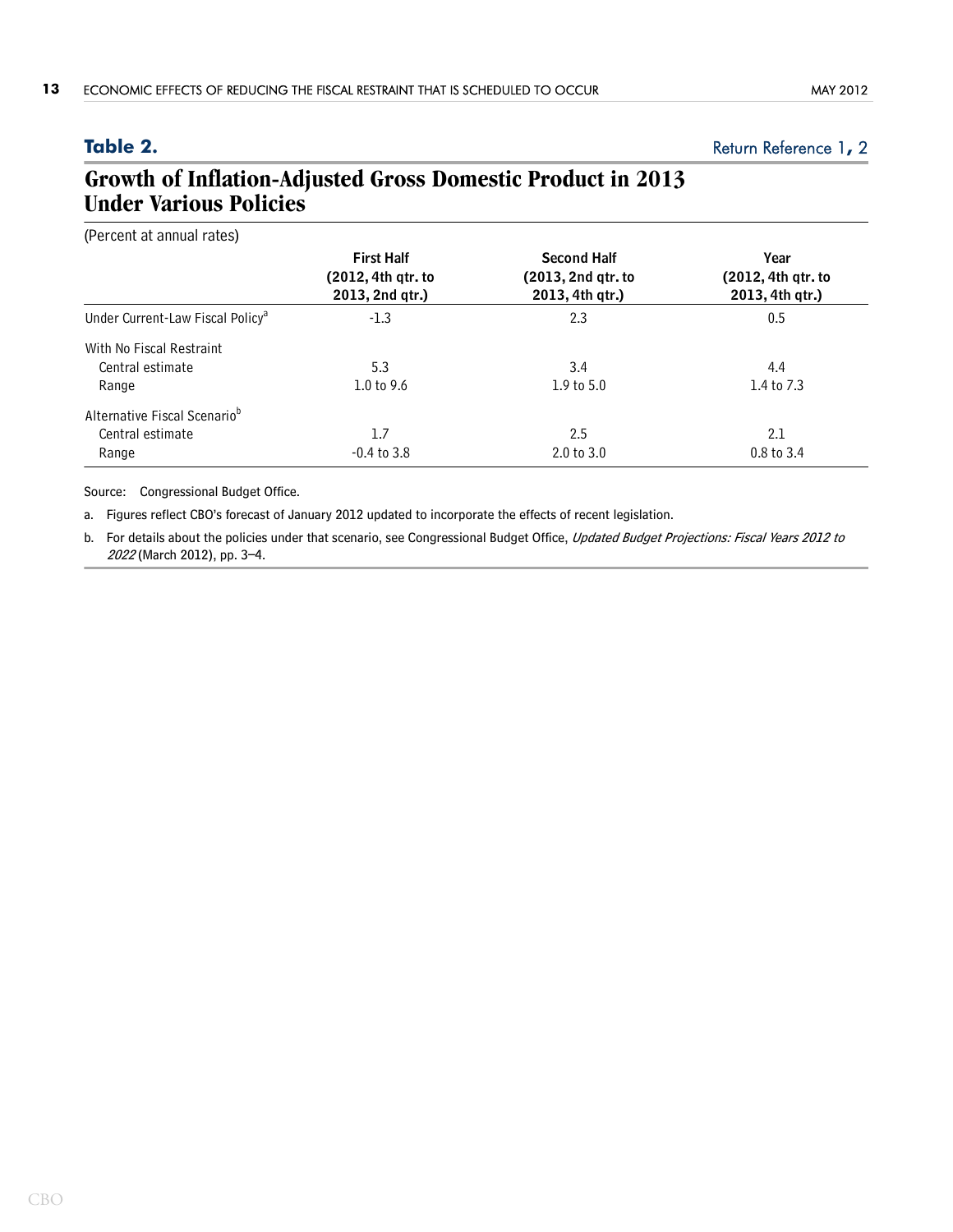**Table 2.**

Return Reference 1, 2

## Growth of Inflation-Adjusted Gross Domestic Product in 2013 Under Various Policies

(Percent at annual rates)

| | First Half (2012, 4th qtr. to 2013, 2nd qtr.) | Second Half (2013, 2nd qtr. to 2013, 4th qtr.) | Year (2012, 4th qtr. to 2013, 4th qtr.) |
|---|---|---|---|
| Under Current-Law Fiscal Policy[a] | -1.3 | 2.3 | 0.5 |
| With No Fiscal Restraint | | | |
| Central estimate | 5.3 | 3.4 | 4.4 |
| Range | 1.0 to 9.6 | 1.9 to 5.0 | 1.4 to 7.3 |
| Alternative Fiscal Scenario[b] | | | |
| Central estimate | 1.7 | 2.5 | 2.1 |
| Range | -0.4 to 3.8 | 2.0 to 3.0 | 0.8 to 3.4 |

Source: Congressional Budget Office.

a. Figures reflect CBO's forecast of January 2012 updated to incorporate the effects of recent legislation.

b. For details about the policies under that scenario, see Congressional Budget Office, *Updated Budget Projections: Fiscal Years 2012 to 2022* (March 2012), pp. 3–4.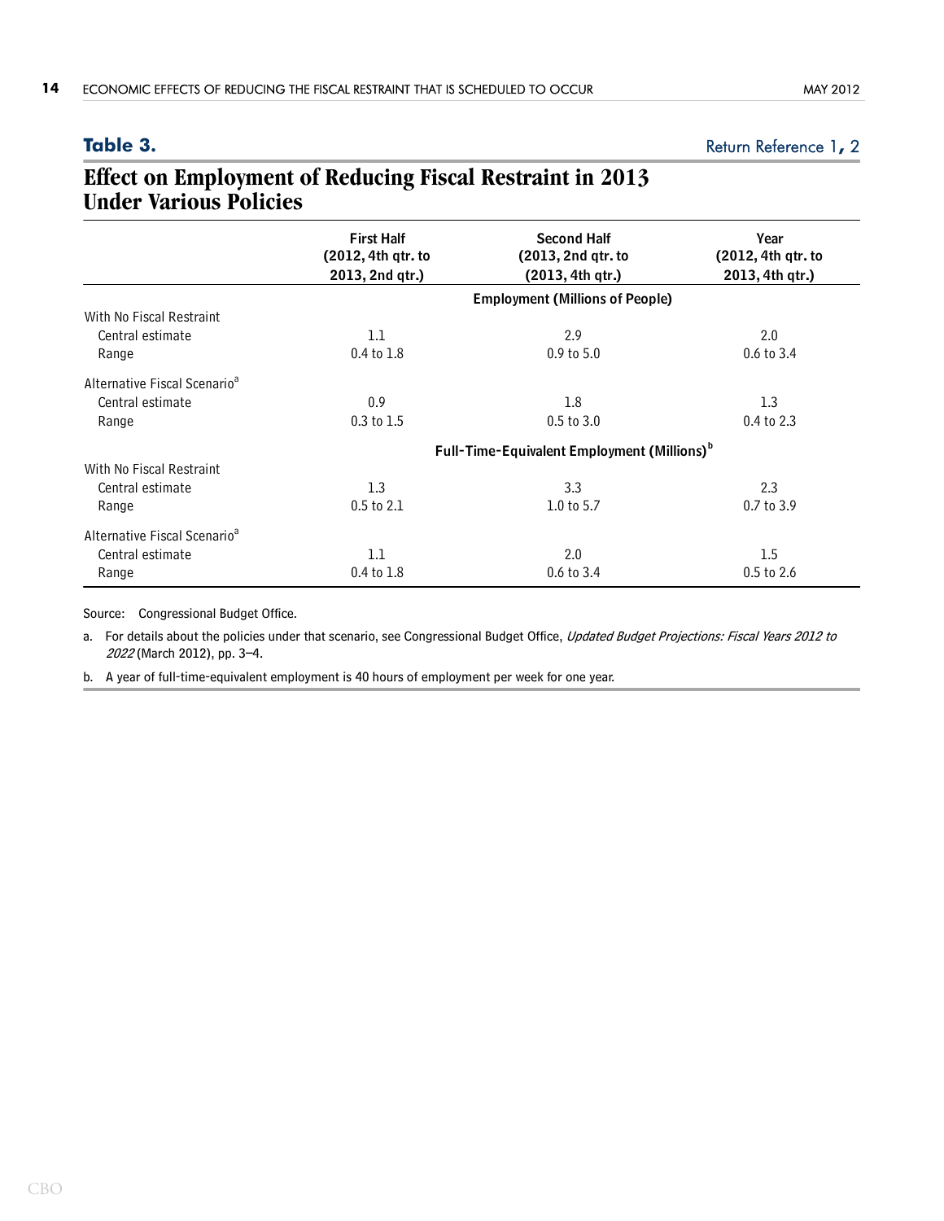**Table 3.**

Return Reference 1, 2

## Effect on Employment of Reducing Fiscal Restraint in 2013 Under Various Policies

| | First Half (2012, 4th qtr. to 2013, 2nd qtr.) | Second Half (2013, 2nd qtr. to (2013, 4th qtr.) | Year (2012, 4th qtr. to 2013, 4th qtr.) |
|---|---|---|---|
| | | **Employment (Millions of People)** | |
| With No Fiscal Restraint | | | |
| Central estimate | 1.1 | 2.9 | 2.0 |
| Range | 0.4 to 1.8 | 0.9 to 5.0 | 0.6 to 3.4 |
| Alternative Fiscal Scenario[a] | | | |
| Central estimate | 0.9 | 1.8 | 1.3 |
| Range | 0.3 to 1.5 | 0.5 to 3.0 | 0.4 to 2.3 |
| | | **Full-Time-Equivalent Employment (Millions)[b]** | |
| With No Fiscal Restraint | | | |
| Central estimate | 1.3 | 3.3 | 2.3 |
| Range | 0.5 to 2.1 | 1.0 to 5.7 | 0.7 to 3.9 |
| Alternative Fiscal Scenario[a] | | | |
| Central estimate | 1.1 | 2.0 | 1.5 |
| Range | 0.4 to 1.8 | 0.6 to 3.4 | 0.5 to 2.6 |

Source: Congressional Budget Office.

a. For details about the policies under that scenario, see Congressional Budget Office, *Updated Budget Projections: Fiscal Years 2012 to 2022* (March 2012), pp. 3–4.

b. A year of full-time-equivalent employment is 40 hours of employment per week for one year.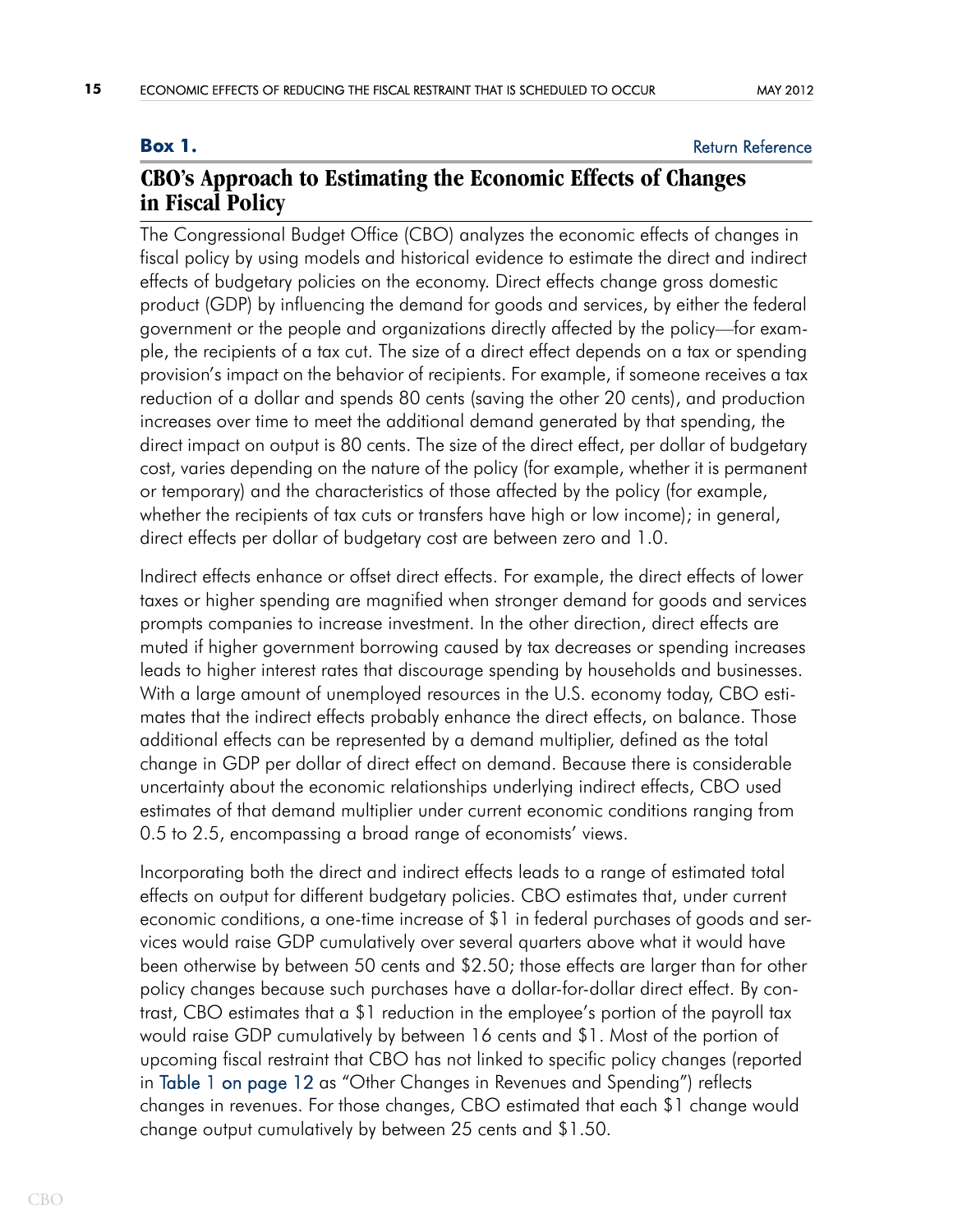**Box 1.** Return Reference

## CBO's Approach to Estimating the Economic Effects of Changes in Fiscal Policy

The Congressional Budget Office (CBO) analyzes the economic effects of changes in fiscal policy by using models and historical evidence to estimate the direct and indirect effects of budgetary policies on the economy. Direct effects change gross domestic product (GDP) by influencing the demand for goods and services, by either the federal government or the people and organizations directly affected by the policy—for example, the recipients of a tax cut. The size of a direct effect depends on a tax or spending provision's impact on the behavior of recipients. For example, if someone receives a tax reduction of a dollar and spends 80 cents (saving the other 20 cents), and production increases over time to meet the additional demand generated by that spending, the direct impact on output is 80 cents. The size of the direct effect, per dollar of budgetary cost, varies depending on the nature of the policy (for example, whether it is permanent or temporary) and the characteristics of those affected by the policy (for example, whether the recipients of tax cuts or transfers have high or low income); in general, direct effects per dollar of budgetary cost are between zero and 1.0.

Indirect effects enhance or offset direct effects. For example, the direct effects of lower taxes or higher spending are magnified when stronger demand for goods and services prompts companies to increase investment. In the other direction, direct effects are muted if higher government borrowing caused by tax decreases or spending increases leads to higher interest rates that discourage spending by households and businesses. With a large amount of unemployed resources in the U.S. economy today, CBO estimates that the indirect effects probably enhance the direct effects, on balance. Those additional effects can be represented by a demand multiplier, defined as the total change in GDP per dollar of direct effect on demand. Because there is considerable uncertainty about the economic relationships underlying indirect effects, CBO used estimates of that demand multiplier under current economic conditions ranging from 0.5 to 2.5, encompassing a broad range of economists' views.

Incorporating both the direct and indirect effects leads to a range of estimated total effects on output for different budgetary policies. CBO estimates that, under current economic conditions, a one-time increase of $1 in federal purchases of goods and services would raise GDP cumulatively over several quarters above what it would have been otherwise by between 50 cents and $2.50; those effects are larger than for other policy changes because such purchases have a dollar-for-dollar direct effect. By contrast, CBO estimates that a $1 reduction in the employee's portion of the payroll tax would raise GDP cumulatively by between 16 cents and $1. Most of the portion of upcoming fiscal restraint that CBO has not linked to specific policy changes (reported in Table 1 on page 12 as "Other Changes in Revenues and Spending") reflects changes in revenues. For those changes, CBO estimated that each $1 change would change output cumulatively by between 25 cents and $1.50.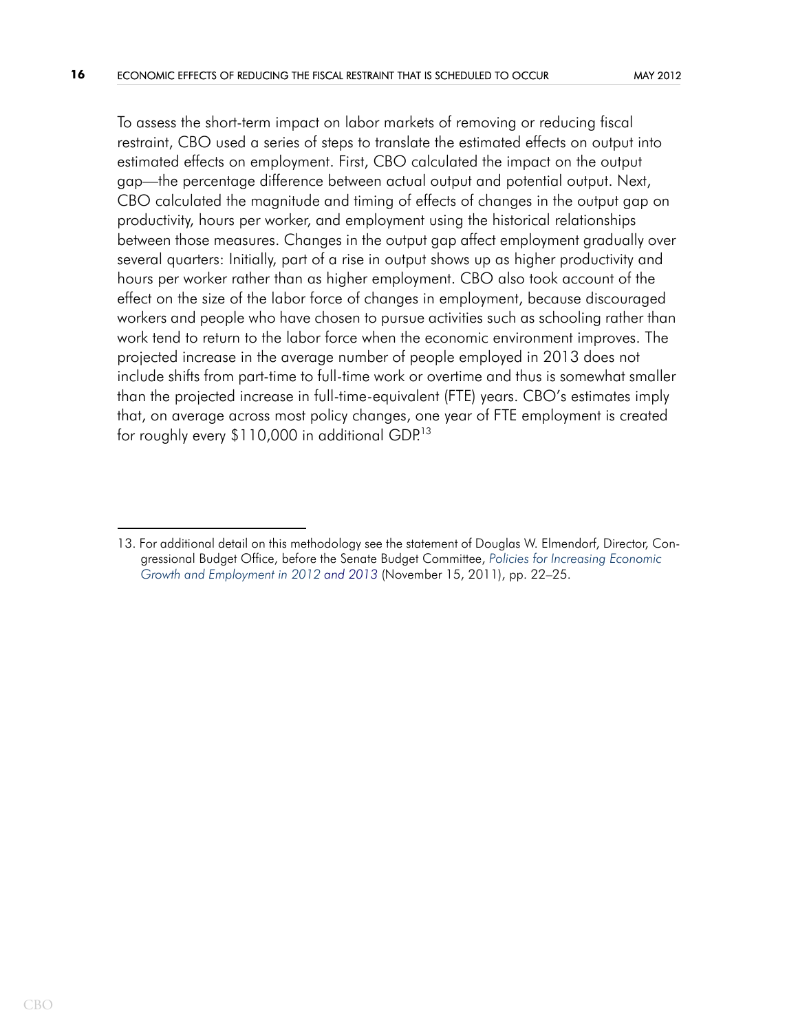To assess the short-term impact on labor markets of removing or reducing fiscal restraint, CBO used a series of steps to translate the estimated effects on output into estimated effects on employment. First, CBO calculated the impact on the output gap—the percentage difference between actual output and potential output. Next, CBO calculated the magnitude and timing of effects of changes in the output gap on productivity, hours per worker, and employment using the historical relationships between those measures. Changes in the output gap affect employment gradually over several quarters: Initially, part of a rise in output shows up as higher productivity and hours per worker rather than as higher employment. CBO also took account of the effect on the size of the labor force of changes in employment, because discouraged workers and people who have chosen to pursue activities such as schooling rather than work tend to return to the labor force when the economic environment improves. The projected increase in the average number of people employed in 2013 does not include shifts from part-time to full-time work or overtime and thus is somewhat smaller than the projected increase in full-time-equivalent (FTE) years. CBO's estimates imply that, on average across most policy changes, one year of FTE employment is created for roughly every $110,000 in additional GDP.[13]

---

13. For additional detail on this methodology see the statement of Douglas W. Elmendorf, Director, Congressional Budget Office, before the Senate Budget Committee, *Policies for Increasing Economic Growth and Employment in 2012 and 2013* (November 15, 2011), pp. 22–25.